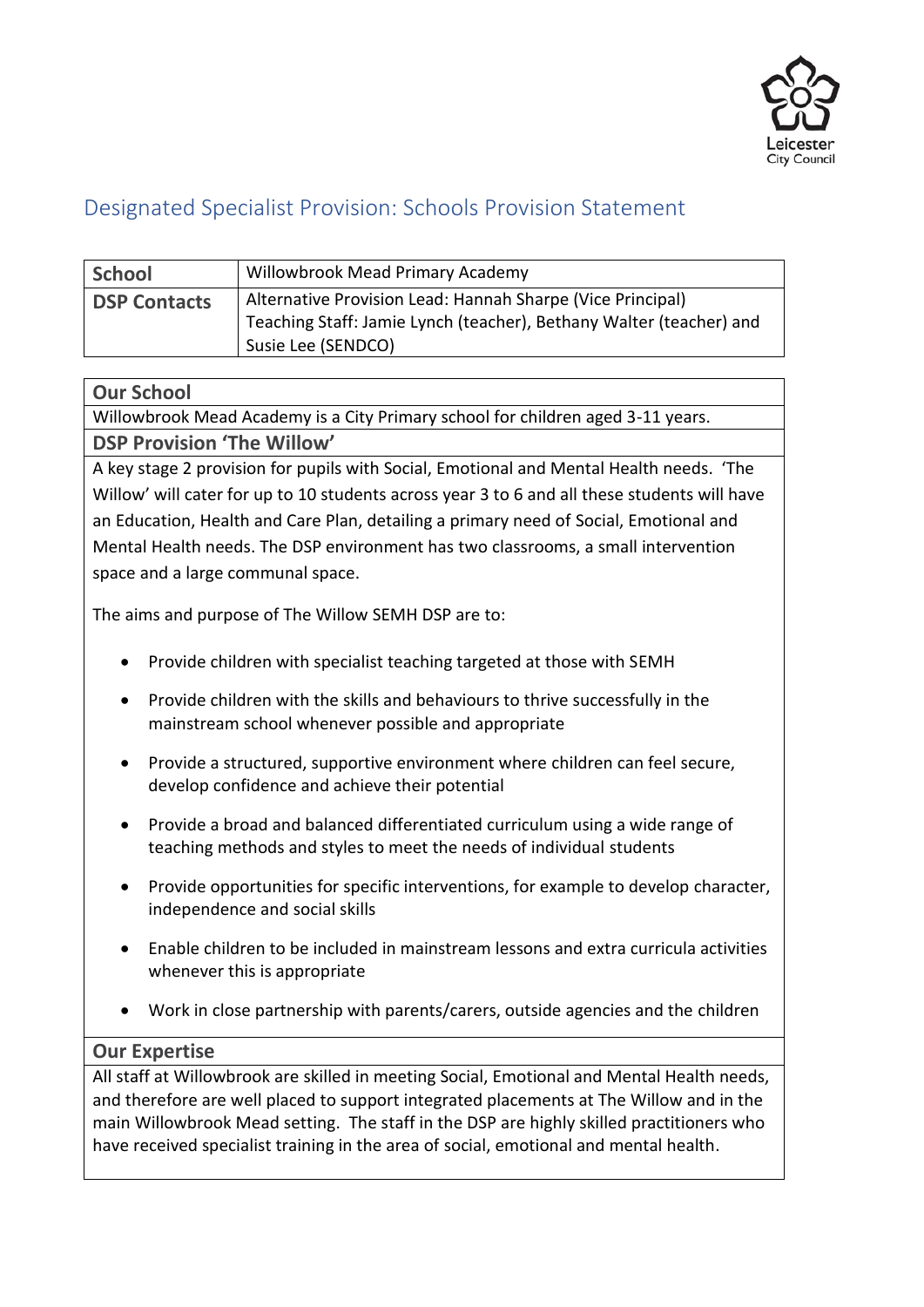Leicester City Council

# Designated Specialist Provision: Schools Provision Statement

| School | Willowbrook Mead Primary Academy |
| --- | --- |
| DSP Contacts | Alternative Provision Lead: Hannah Sharpe (Vice Principal)<br>Teaching Staff: Jamie Lynch (teacher), Bethany Walter (teacher) and Susie Lee (SENDCO) |

## Our School

Willowbrook Mead Academy is a City Primary school for children aged 3-11 years.

## DSP Provision 'The Willow'

A key stage 2 provision for pupils with Social, Emotional and Mental Health needs. 'The Willow' will cater for up to 10 students across year 3 to 6 and all these students will have an Education, Health and Care Plan, detailing a primary need of Social, Emotional and Mental Health needs. The DSP environment has two classrooms, a small intervention space and a large communal space.

The aims and purpose of The Willow SEMH DSP are to:

- Provide children with specialist teaching targeted at those with SEMH
- Provide children with the skills and behaviours to thrive successfully in the mainstream school whenever possible and appropriate
- Provide a structured, supportive environment where children can feel secure, develop confidence and achieve their potential
- Provide a broad and balanced differentiated curriculum using a wide range of teaching methods and styles to meet the needs of individual students
- Provide opportunities for specific interventions, for example to develop character, independence and social skills
- Enable children to be included in mainstream lessons and extra curricula activities whenever this is appropriate
- Work in close partnership with parents/carers, outside agencies and the children

## Our Expertise

All staff at Willowbrook are skilled in meeting Social, Emotional and Mental Health needs, and therefore are well placed to support integrated placements at The Willow and in the main Willowbrook Mead setting. The staff in the DSP are highly skilled practitioners who have received specialist training in the area of social, emotional and mental health.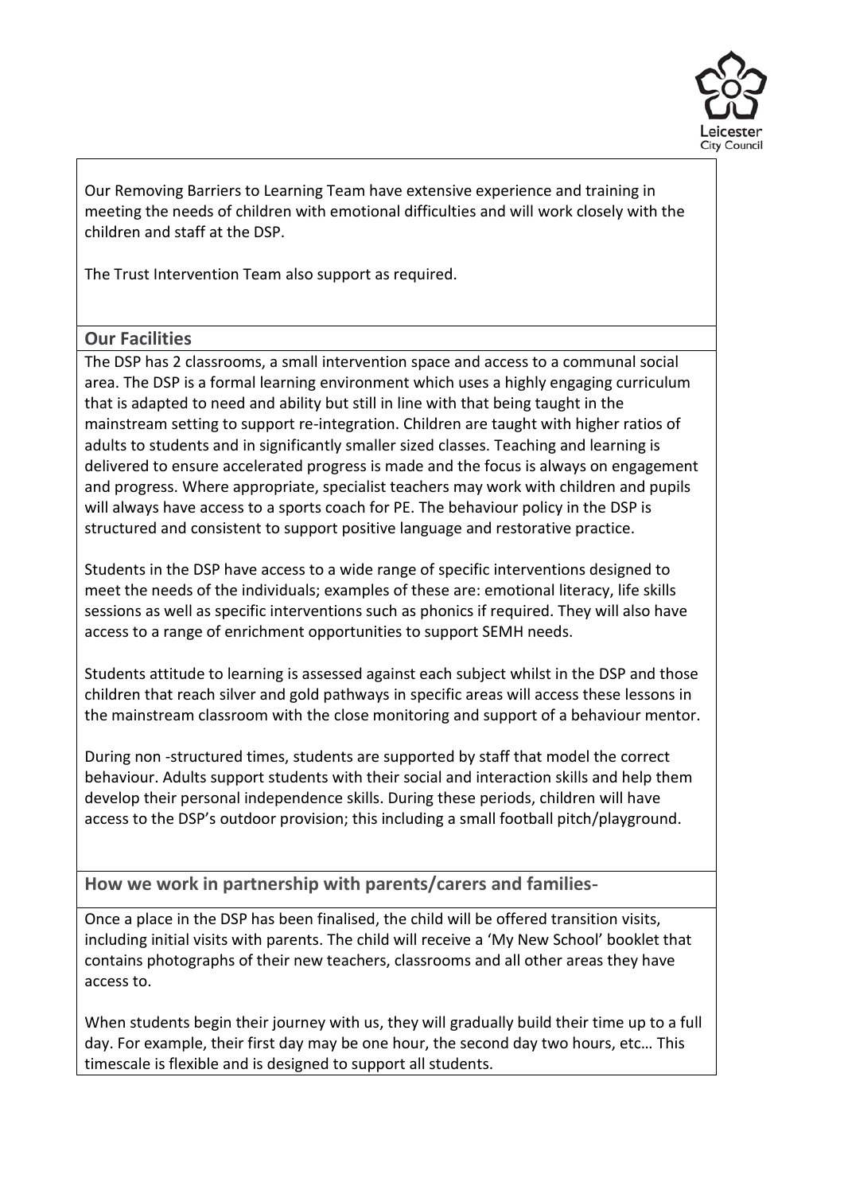Our Removing Barriers to Learning Team have extensive experience and training in meeting the needs of children with emotional difficulties and will work closely with the children and staff at the DSP.

The Trust Intervention Team also support as required.

## Our Facilities

The DSP has 2 classrooms, a small intervention space and access to a communal social area. The DSP is a formal learning environment which uses a highly engaging curriculum that is adapted to need and ability but still in line with that being taught in the mainstream setting to support re-integration. Children are taught with higher ratios of adults to students and in significantly smaller sized classes. Teaching and learning is delivered to ensure accelerated progress is made and the focus is always on engagement and progress. Where appropriate, specialist teachers may work with children and pupils will always have access to a sports coach for PE. The behaviour policy in the DSP is structured and consistent to support positive language and restorative practice.

Students in the DSP have access to a wide range of specific interventions designed to meet the needs of the individuals; examples of these are: emotional literacy, life skills sessions as well as specific interventions such as phonics if required. They will also have access to a range of enrichment opportunities to support SEMH needs.

Students attitude to learning is assessed against each subject whilst in the DSP and those children that reach silver and gold pathways in specific areas will access these lessons in the mainstream classroom with the close monitoring and support of a behaviour mentor.

During non -structured times, students are supported by staff that model the correct behaviour. Adults support students with their social and interaction skills and help them develop their personal independence skills. During these periods, children will have access to the DSP's outdoor provision; this including a small football pitch/playground.

## How we work in partnership with parents/carers and families-

Once a place in the DSP has been finalised, the child will be offered transition visits, including initial visits with parents. The child will receive a 'My New School' booklet that contains photographs of their new teachers, classrooms and all other areas they have access to.

When students begin their journey with us, they will gradually build their time up to a full day. For example, their first day may be one hour, the second day two hours, etc… This timescale is flexible and is designed to support all students.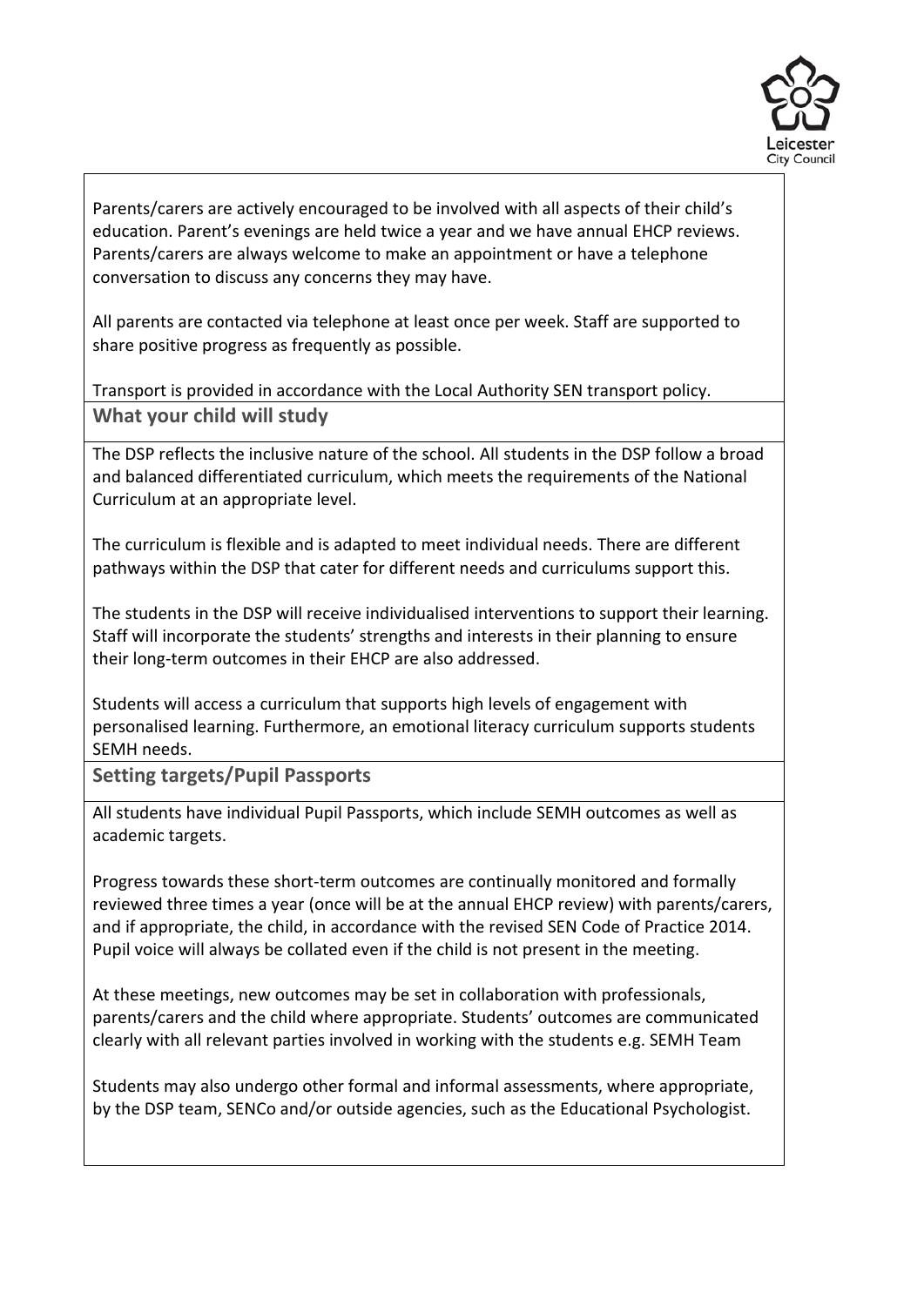Parents/carers are actively encouraged to be involved with all aspects of their child's education. Parent's evenings are held twice a year and we have annual EHCP reviews. Parents/carers are always welcome to make an appointment or have a telephone conversation to discuss any concerns they may have.

All parents are contacted via telephone at least once per week. Staff are supported to share positive progress as frequently as possible.

Transport is provided in accordance with the Local Authority SEN transport policy.

## What your child will study

The DSP reflects the inclusive nature of the school. All students in the DSP follow a broad and balanced differentiated curriculum, which meets the requirements of the National Curriculum at an appropriate level.

The curriculum is flexible and is adapted to meet individual needs. There are different pathways within the DSP that cater for different needs and curriculums support this.

The students in the DSP will receive individualised interventions to support their learning. Staff will incorporate the students' strengths and interests in their planning to ensure their long-term outcomes in their EHCP are also addressed.

Students will access a curriculum that supports high levels of engagement with personalised learning. Furthermore, an emotional literacy curriculum supports students SEMH needs.

## Setting targets/Pupil Passports

All students have individual Pupil Passports, which include SEMH outcomes as well as academic targets.

Progress towards these short-term outcomes are continually monitored and formally reviewed three times a year (once will be at the annual EHCP review) with parents/carers, and if appropriate, the child, in accordance with the revised SEN Code of Practice 2014. Pupil voice will always be collated even if the child is not present in the meeting.

At these meetings, new outcomes may be set in collaboration with professionals, parents/carers and the child where appropriate. Students' outcomes are communicated clearly with all relevant parties involved in working with the students e.g. SEMH Team

Students may also undergo other formal and informal assessments, where appropriate, by the DSP team, SENCo and/or outside agencies, such as the Educational Psychologist.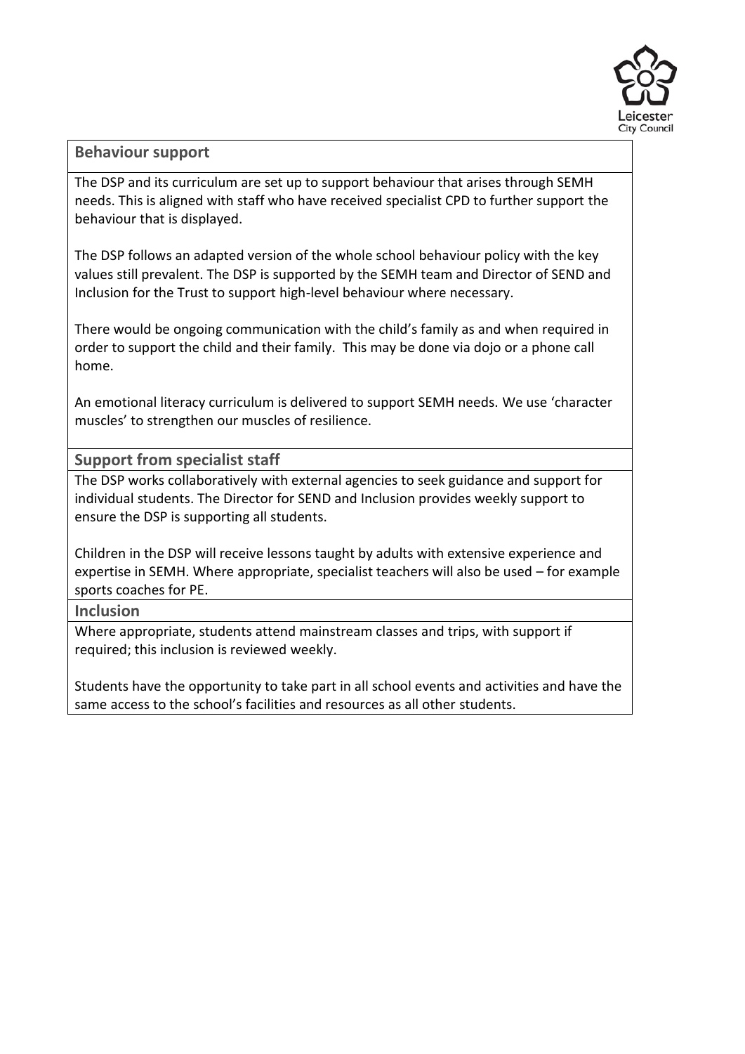## Behaviour support

The DSP and its curriculum are set up to support behaviour that arises through SEMH needs. This is aligned with staff who have received specialist CPD to further support the behaviour that is displayed.

The DSP follows an adapted version of the whole school behaviour policy with the key values still prevalent. The DSP is supported by the SEMH team and Director of SEND and Inclusion for the Trust to support high-level behaviour where necessary.

There would be ongoing communication with the child's family as and when required in order to support the child and their family. This may be done via dojo or a phone call home.

An emotional literacy curriculum is delivered to support SEMH needs. We use 'character muscles' to strengthen our muscles of resilience.

## Support from specialist staff

The DSP works collaboratively with external agencies to seek guidance and support for individual students. The Director for SEND and Inclusion provides weekly support to ensure the DSP is supporting all students.

Children in the DSP will receive lessons taught by adults with extensive experience and expertise in SEMH. Where appropriate, specialist teachers will also be used – for example sports coaches for PE.

## Inclusion

Where appropriate, students attend mainstream classes and trips, with support if required; this inclusion is reviewed weekly.

Students have the opportunity to take part in all school events and activities and have the same access to the school's facilities and resources as all other students.